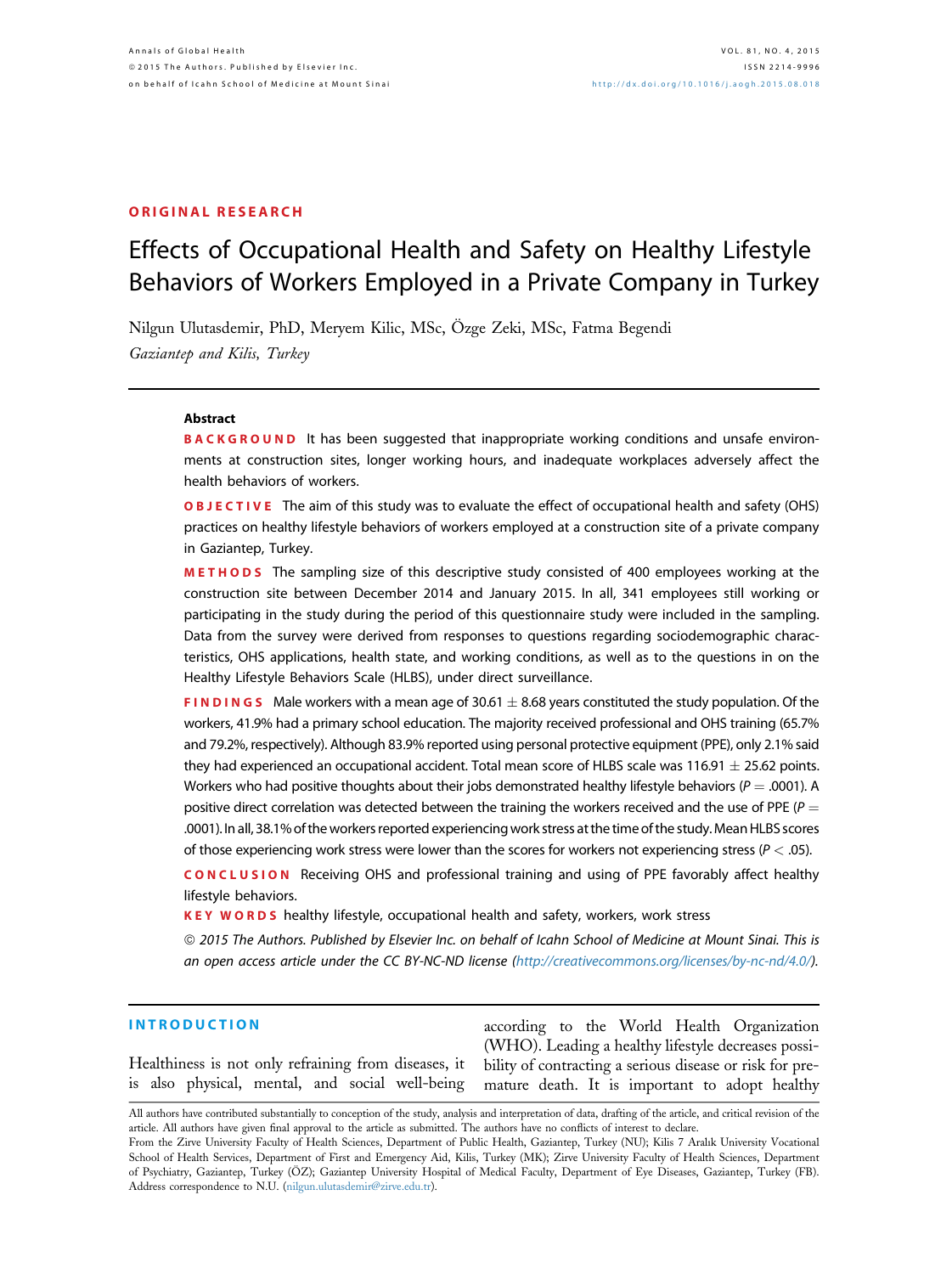ORIGINAL RESEARCH

# Effects of Occupational Health and Safety on Healthy Lifestyle Behaviors of Workers Employed in a Private Company in Turkey

Nilgun Ulutasdemir, PhD, Meryem Kilic, MSc, Özge Zeki, MSc, Fatma Begendi

*Gaziantep and Kilis, Turkey*

## Abstract

**BACKGROUND** It has been suggested that inappropriate working conditions and unsafe environments at construction sites, longer working hours, and inadequate workplaces adversely affect the health behaviors of workers.

**OBJECTIVE** The aim of this study was to evaluate the effect of occupational health and safety (OHS) practices on healthy lifestyle behaviors of workers employed at a construction site of a private company in Gaziantep, Turkey.

**METHODS** The sampling size of this descriptive study consisted of 400 employees working at the construction site between December 2014 and January 2015. In all, 341 employees still working or participating in the study during the period of this questionnaire study were included in the sampling. Data from the survey were derived from responses to questions regarding sociodemographic characteristics, OHS applications, health state, and working conditions, as well as to the questions in on the Healthy Lifestyle Behaviors Scale (HLBS), under direct surveillance.

**FINDINGS** Male workers with a mean age of 30.61 $\pm$ 8.68 years constituted the study population. Of the workers, 41.9% had a primary school education. The majority received professional and OHS training (65.7% and 79.2%, respectively). Although 83.9% reported using personal protective equipment (PPE), only 2.1% said they had experienced an occupational accident. Total mean score of HLBS scale was 116.91 $\pm$ 25.62 points. Workers who had positive thoughts about their jobs demonstrated healthy lifestyle behaviors ($P = .0001$). A positive direct correlation was detected between the training the workers received and the use of PPE ($P = .0001$). In all, 38.1% of the workers reported experiencing work stress at the time of the study. Mean HLBS scores of those experiencing work stress were lower than the scores for workers not experiencing stress ($P < .05$).

**CONCLUSION** Receiving OHS and professional training and using of PPE favorably affect healthy lifestyle behaviors.

**KEY WORDS** healthy lifestyle, occupational health and safety, workers, work stress

*© 2015 The Authors. Published by Elsevier Inc. on behalf of Icahn School of Medicine at Mount Sinai. This is an open access article under the CC BY-NC-ND license (http://creativecommons.org/licenses/by-nc-nd/4.0/).*

## INTRODUCTION

Healthiness is not only refraining from diseases, it is also physical, mental, and social well-being according to the World Health Organization (WHO). Leading a healthy lifestyle decreases possibility of contracting a serious disease or risk for premature death. It is important to adopt healthy

All authors have contributed substantially to conception of the study, analysis and interpretation of data, drafting of the article, and critical revision of the article. All authors have given final approval to the article as submitted. The authors have no conflicts of interest to declare.

From the Zirve University Faculty of Health Sciences, Department of Public Health, Gaziantep, Turkey (NU); Kilis 7 Aralık University Vocational School of Health Services, Department of First and Emergency Aid, Kilis, Turkey (MK); Zirve University Faculty of Health Sciences, Department of Psychiatry, Gaziantep, Turkey (ÖZ); Gaziantep University Hospital of Medical Faculty, Department of Eye Diseases, Gaziantep, Turkey (FB). Address correspondence to N.U. (nilgun.ulutasdemir@zirve.edu.tr).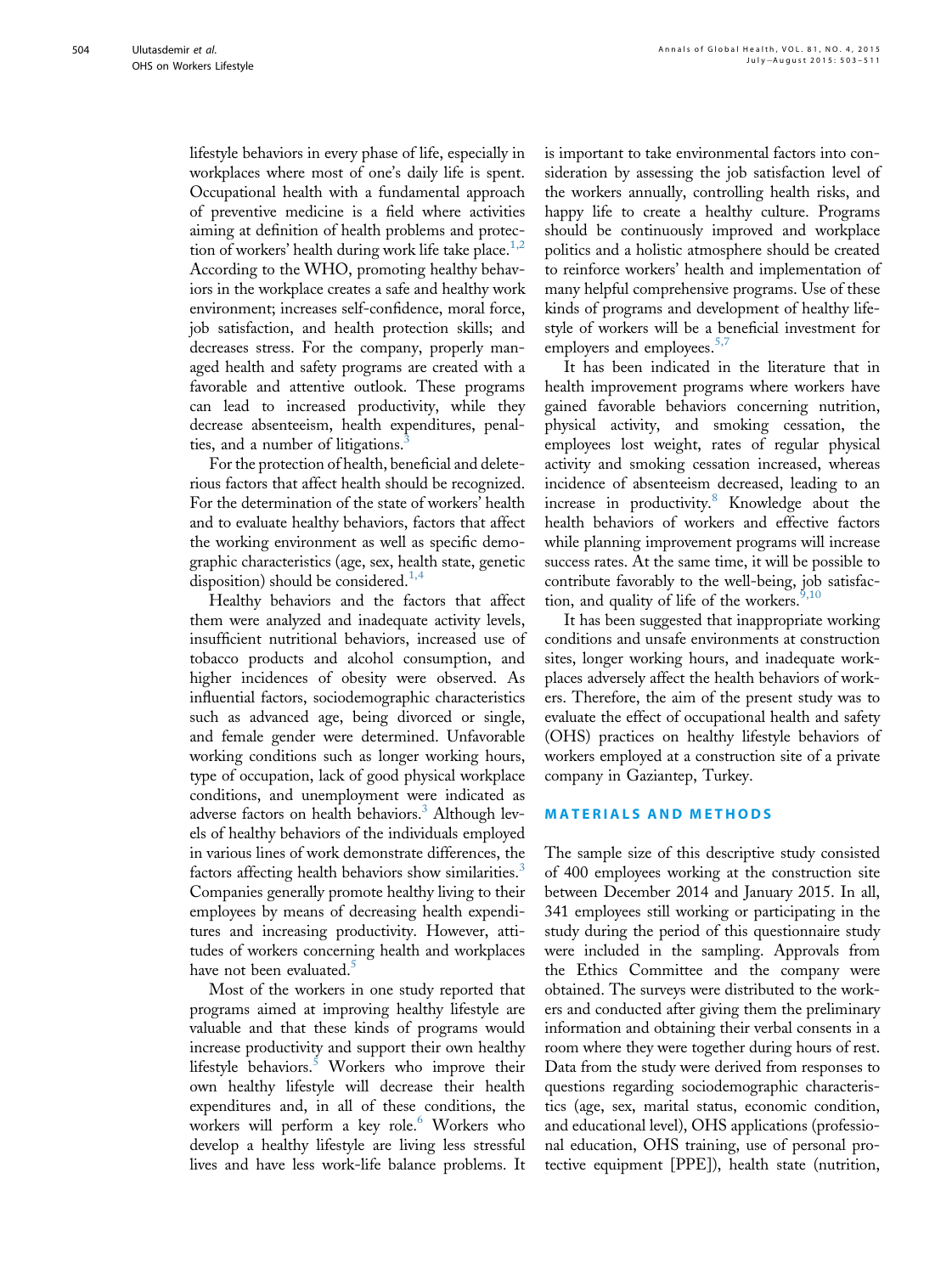lifestyle behaviors in every phase of life, especially in workplaces where most of one's daily life is spent. Occupational health with a fundamental approach of preventive medicine is a field where activities aiming at definition of health problems and protection of workers' health during work life take place.[1,2] According to the WHO, promoting healthy behaviors in the workplace creates a safe and healthy work environment; increases self-confidence, moral force, job satisfaction, and health protection skills; and decreases stress. For the company, properly managed health and safety programs are created with a favorable and attentive outlook. These programs can lead to increased productivity, while they decrease absenteeism, health expenditures, penalties, and a number of litigations.[3]

For the protection of health, beneficial and deleterious factors that affect health should be recognized. For the determination of the state of workers' health and to evaluate healthy behaviors, factors that affect the working environment as well as specific demographic characteristics (age, sex, health state, genetic disposition) should be considered.[1,4]

Healthy behaviors and the factors that affect them were analyzed and inadequate activity levels, insufficient nutritional behaviors, increased use of tobacco products and alcohol consumption, and higher incidences of obesity were observed. As influential factors, sociodemographic characteristics such as advanced age, being divorced or single, and female gender were determined. Unfavorable working conditions such as longer working hours, type of occupation, lack of good physical workplace conditions, and unemployment were indicated as adverse factors on health behaviors.[3] Although levels of healthy behaviors of the individuals employed in various lines of work demonstrate differences, the factors affecting health behaviors show similarities.[3] Companies generally promote healthy living to their employees by means of decreasing health expenditures and increasing productivity. However, attitudes of workers concerning health and workplaces have not been evaluated.[5]

Most of the workers in one study reported that programs aimed at improving healthy lifestyle are valuable and that these kinds of programs would increase productivity and support their own healthy lifestyle behaviors.[5] Workers who improve their own healthy lifestyle will decrease their health expenditures and, in all of these conditions, the workers will perform a key role.[6] Workers who develop a healthy lifestyle are living less stressful lives and have less work-life balance problems. It is important to take environmental factors into consideration by assessing the job satisfaction level of the workers annually, controlling health risks, and happy life to create a healthy culture. Programs should be continuously improved and workplace politics and a holistic atmosphere should be created to reinforce workers' health and implementation of many helpful comprehensive programs. Use of these kinds of programs and development of healthy lifestyle of workers will be a beneficial investment for employers and employees.[5,7]

It has been indicated in the literature that in health improvement programs where workers have gained favorable behaviors concerning nutrition, physical activity, and smoking cessation, the employees lost weight, rates of regular physical activity and smoking cessation increased, whereas incidence of absenteeism decreased, leading to an increase in productivity.[8] Knowledge about the health behaviors of workers and effective factors while planning improvement programs will increase success rates. At the same time, it will be possible to contribute favorably to the well-being, job satisfaction, and quality of life of the workers.[9,10]

It has been suggested that inappropriate working conditions and unsafe environments at construction sites, longer working hours, and inadequate workplaces adversely affect the health behaviors of workers. Therefore, the aim of the present study was to evaluate the effect of occupational health and safety (OHS) practices on healthy lifestyle behaviors of workers employed at a construction site of a private company in Gaziantep, Turkey.

## MATERIALS AND METHODS

The sample size of this descriptive study consisted of 400 employees working at the construction site between December 2014 and January 2015. In all, 341 employees still working or participating in the study during the period of this questionnaire study were included in the sampling. Approvals from the Ethics Committee and the company were obtained. The surveys were distributed to the workers and conducted after giving them the preliminary information and obtaining their verbal consents in a room where they were together during hours of rest. Data from the study were derived from responses to questions regarding sociodemographic characteristics (age, sex, marital status, economic condition, and educational level), OHS applications (professional education, OHS training, use of personal protective equipment [PPE]), health state (nutrition,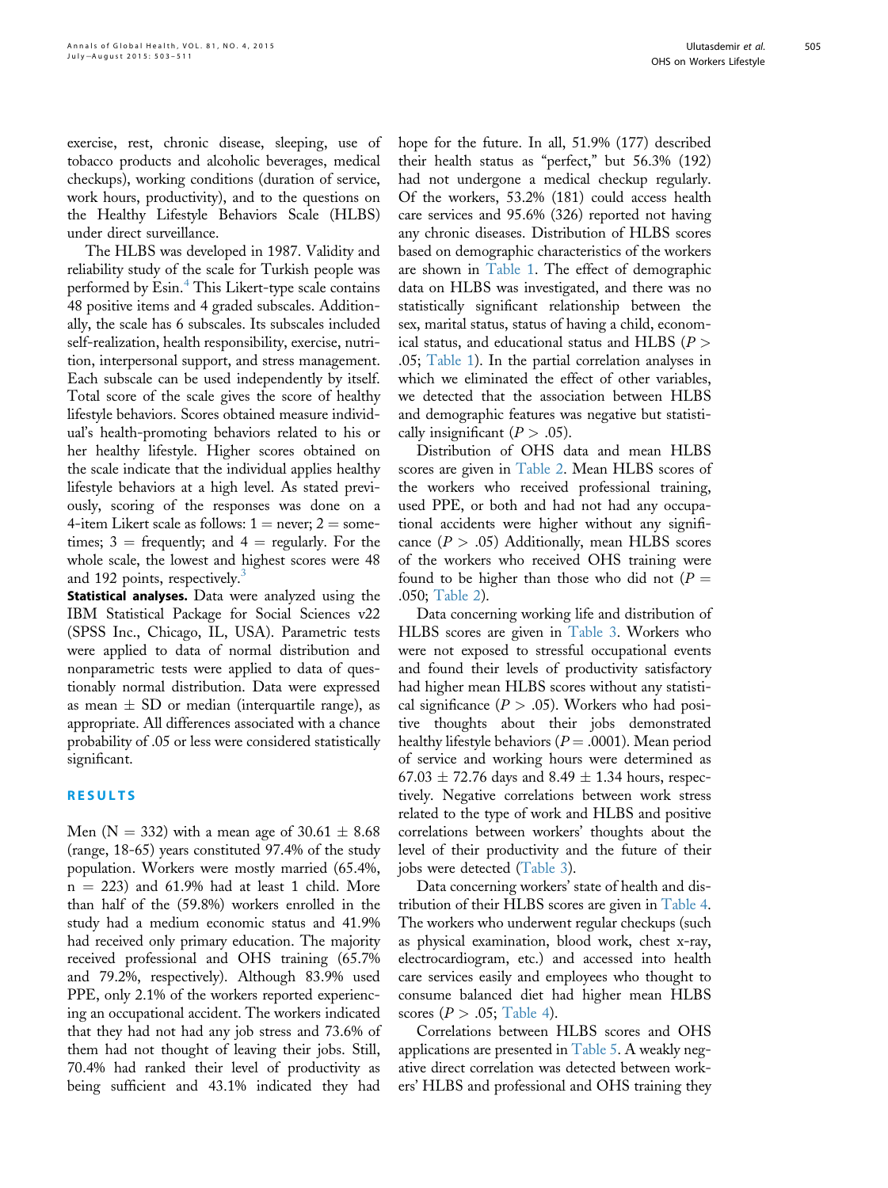exercise, rest, chronic disease, sleeping, use of tobacco products and alcoholic beverages, medical checkups), working conditions (duration of service, work hours, productivity), and to the questions on the Healthy Lifestyle Behaviors Scale (HLBS) under direct surveillance.

The HLBS was developed in 1987. Validity and reliability study of the scale for Turkish people was performed by Esin.[4] This Likert-type scale contains 48 positive items and 4 graded subscales. Additionally, the scale has 6 subscales. Its subscales included self-realization, health responsibility, exercise, nutrition, interpersonal support, and stress management. Each subscale can be used independently by itself. Total score of the scale gives the score of healthy lifestyle behaviors. Scores obtained measure individual's health-promoting behaviors related to his or her healthy lifestyle. Higher scores obtained on the scale indicate that the individual applies healthy lifestyle behaviors at a high level. As stated previously, scoring of the responses was done on a 4-item Likert scale as follows: 1 = never; 2 = sometimes; 3 = frequently; and 4 = regularly. For the whole scale, the lowest and highest scores were 48 and 192 points, respectively.[3]

**Statistical analyses.** Data were analyzed using the IBM Statistical Package for Social Sciences v22 (SPSS Inc., Chicago, IL, USA). Parametric tests were applied to data of normal distribution and nonparametric tests were applied to data of questionably normal distribution. Data were expressed as mean ± SD or median (interquartile range), as appropriate. All differences associated with a chance probability of .05 or less were considered statistically significant.

## RESULTS

Men (N = 332) with a mean age of 30.61 ± 8.68 (range, 18-65) years constituted 97.4% of the study population. Workers were mostly married (65.4%, n = 223) and 61.9% had at least 1 child. More than half of the (59.8%) workers enrolled in the study had a medium economic status and 41.9% had received only primary education. The majority received professional and OHS training (65.7% and 79.2%, respectively). Although 83.9% used PPE, only 2.1% of the workers reported experiencing an occupational accident. The workers indicated that they had not had any job stress and 73.6% of them had not thought of leaving their jobs. Still, 70.4% had ranked their level of productivity as being sufficient and 43.1% indicated they had hope for the future. In all, 51.9% (177) described their health status as "perfect," but 56.3% (192) had not undergone a medical checkup regularly. Of the workers, 53.2% (181) could access health care services and 95.6% (326) reported not having any chronic diseases. Distribution of HLBS scores based on demographic characteristics of the workers are shown in Table 1. The effect of demographic data on HLBS was investigated, and there was no statistically significant relationship between the sex, marital status, status of having a child, economical status, and educational status and HLBS ($P > .05$; Table 1). In the partial correlation analyses in which we eliminated the effect of other variables, we detected that the association between HLBS and demographic features was negative but statistically insignificant ($P > .05$).

Distribution of OHS data and mean HLBS scores are given in Table 2. Mean HLBS scores of the workers who received professional training, used PPE, or both and had not had any occupational accidents were higher without any significance ($P > .05$) Additionally, mean HLBS scores of the workers who received OHS training were found to be higher than those who did not ($P = .050$; Table 2).

Data concerning working life and distribution of HLBS scores are given in Table 3. Workers who were not exposed to stressful occupational events and found their levels of productivity satisfactory had higher mean HLBS scores without any statistical significance ($P > .05$). Workers who had positive thoughts about their jobs demonstrated healthy lifestyle behaviors ($P = .0001$). Mean period of service and working hours were determined as 67.03 ± 72.76 days and 8.49 ± 1.34 hours, respectively. Negative correlations between work stress related to the type of work and HLBS and positive correlations between workers' thoughts about the level of their productivity and the future of their jobs were detected (Table 3).

Data concerning workers' state of health and distribution of their HLBS scores are given in Table 4. The workers who underwent regular checkups (such as physical examination, blood work, chest x-ray, electrocardiogram, etc.) and accessed into health care services easily and employees who thought to consume balanced diet had higher mean HLBS scores ($P > .05$; Table 4).

Correlations between HLBS scores and OHS applications are presented in Table 5. A weakly negative direct correlation was detected between workers' HLBS and professional and OHS training they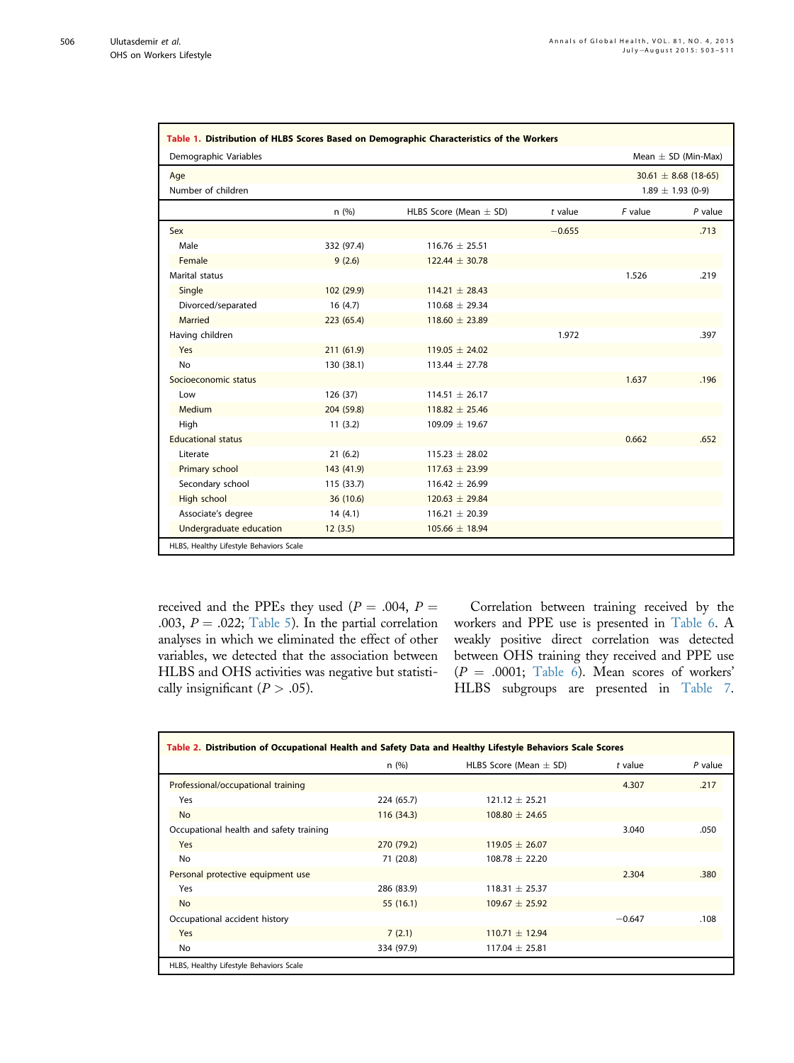**Table 1. Distribution of HLBS Scores Based on Demographic Characteristics of the Workers**

| Demographic Variables | Mean ± SD (Min-Max) |
|---|---|
| Age | 30.61 ± 8.68 (18-65) |
| Number of children | 1.89 ± 1.93 (0-9) |

| | n (%) | HLBS Score (Mean ± SD) | *t* value | *F* value | *P* value |
|---|---|---|---|---|---|
| Sex | | | −0.655 | | .713 |
| Male | 332 (97.4) | 116.76 ± 25.51 | | | |
| Female | 9 (2.6) | 122.44 ± 30.78 | | | |
| Marital status | | | | 1.526 | .219 |
| Single | 102 (29.9) | 114.21 ± 28.43 | | | |
| Divorced/separated | 16 (4.7) | 110.68 ± 29.34 | | | |
| Married | 223 (65.4) | 118.60 ± 23.89 | | | |
| Having children | | | 1.972 | | .397 |
| Yes | 211 (61.9) | 119.05 ± 24.02 | | | |
| No | 130 (38.1) | 113.44 ± 27.78 | | | |
| Socioeconomic status | | | | 1.637 | .196 |
| Low | 126 (37) | 114.51 ± 26.17 | | | |
| Medium | 204 (59.8) | 118.82 ± 25.46 | | | |
| High | 11 (3.2) | 109.09 ± 19.67 | | | |
| Educational status | | | | 0.662 | .652 |
| Literate | 21 (6.2) | 115.23 ± 28.02 | | | |
| Primary school | 143 (41.9) | 117.63 ± 23.99 | | | |
| Secondary school | 115 (33.7) | 116.42 ± 26.99 | | | |
| High school | 36 (10.6) | 120.63 ± 29.84 | | | |
| Associate's degree | 14 (4.1) | 116.21 ± 20.39 | | | |
| Undergraduate education | 12 (3.5) | 105.66 ± 18.94 | | | |

HLBS, Healthy Lifestyle Behaviors Scale

received and the PPEs they used ($P = .004$, $P = .003$, $P = .022$; Table 5). In the partial correlation analyses in which we eliminated the effect of other variables, we detected that the association between HLBS and OHS activities was negative but statistically insignificant ($P > .05$).

Correlation between training received by the workers and PPE use is presented in Table 6. A weakly positive direct correlation was detected between OHS training they received and PPE use ($P = .0001$; Table 6). Mean scores of workers' HLBS subgroups are presented in Table 7.

**Table 2. Distribution of Occupational Health and Safety Data and Healthy Lifestyle Behaviors Scale Scores**

| | n (%) | HLBS Score (Mean ± SD) | *t* value | *P* value |
|---|---|---|---|---|
| Professional/occupational training | | | 4.307 | .217 |
| Yes | 224 (65.7) | 121.12 ± 25.21 | | |
| No | 116 (34.3) | 108.80 ± 24.65 | | |
| Occupational health and safety training | | | 3.040 | .050 |
| Yes | 270 (79.2) | 119.05 ± 26.07 | | |
| No | 71 (20.8) | 108.78 ± 22.20 | | |
| Personal protective equipment use | | | 2.304 | .380 |
| Yes | 286 (83.9) | 118.31 ± 25.37 | | |
| No | 55 (16.1) | 109.67 ± 25.92 | | |
| Occupational accident history | | | −0.647 | .108 |
| Yes | 7 (2.1) | 110.71 ± 12.94 | | |
| No | 334 (97.9) | 117.04 ± 25.81 | | |

HLBS, Healthy Lifestyle Behaviors Scale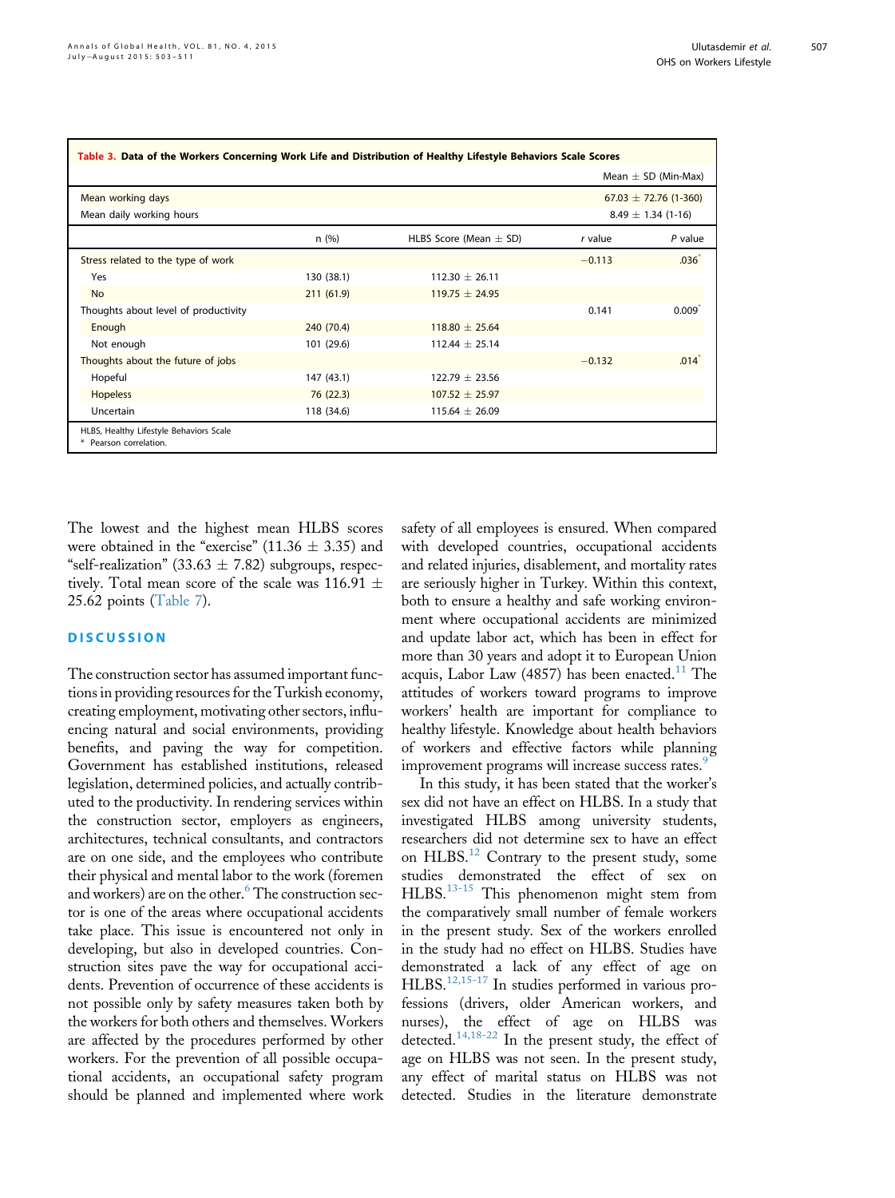**Table 3. Data of the Workers Concerning Work Life and Distribution of Healthy Lifestyle Behaviors Scale Scores**

| | | | | Mean ± SD (Min-Max) |
|---|---|---|---|---|
| Mean working days | | | | 67.03 ± 72.76 (1-360) |
| Mean daily working hours | | | | 8.49 ± 1.34 (1-16) |
| | n (%) | HLBS Score (Mean ± SD) | *r* value | *P* value |
| Stress related to the type of work | | | −0.113 | .036* |
| Yes | 130 (38.1) | 112.30 ± 26.11 | | |
| No | 211 (61.9) | 119.75 ± 24.95 | | |
| Thoughts about level of productivity | | | 0.141 | 0.009* |
| Enough | 240 (70.4) | 118.80 ± 25.64 | | |
| Not enough | 101 (29.6) | 112.44 ± 25.14 | | |
| Thoughts about the future of jobs | | | −0.132 | .014* |
| Hopeful | 147 (43.1) | 122.79 ± 23.56 | | |
| Hopeless | 76 (22.3) | 107.52 ± 25.97 | | |
| Uncertain | 118 (34.6) | 115.64 ± 26.09 | | |

HLBS, Healthy Lifestyle Behaviors Scale
\* Pearson correlation.

The lowest and the highest mean HLBS scores were obtained in the "exercise" (11.36 ± 3.35) and "self-realization" (33.63 ± 7.82) subgroups, respectively. Total mean score of the scale was 116.91 ± 25.62 points (Table 7).

## DISCUSSION

The construction sector has assumed important functions in providing resources for the Turkish economy, creating employment, motivating other sectors, influencing natural and social environments, providing benefits, and paving the way for competition. Government has established institutions, released legislation, determined policies, and actually contributed to the productivity. In rendering services within the construction sector, employers as engineers, architectures, technical consultants, and contractors are on one side, and the employees who contribute their physical and mental labor to the work (foremen and workers) are on the other.[6] The construction sector is one of the areas where occupational accidents take place. This issue is encountered not only in developing, but also in developed countries. Construction sites pave the way for occupational accidents. Prevention of occurrence of these accidents is not possible only by safety measures taken both by the workers for both others and themselves. Workers are affected by the procedures performed by other workers. For the prevention of all possible occupational accidents, an occupational safety program should be planned and implemented where work safety of all employees is ensured. When compared with developed countries, occupational accidents and related injuries, disablement, and mortality rates are seriously higher in Turkey. Within this context, both to ensure a healthy and safe working environment where occupational accidents are minimized and update labor act, which has been in effect for more than 30 years and adopt it to European Union acquis, Labor Law (4857) has been enacted.[11] The attitudes of workers toward programs to improve workers' health are important for compliance to healthy lifestyle. Knowledge about health behaviors of workers and effective factors while planning improvement programs will increase success rates.[9]

In this study, it has been stated that the worker's sex did not have an effect on HLBS. In a study that investigated HLBS among university students, researchers did not determine sex to have an effect on HLBS.[12] Contrary to the present study, some studies demonstrated the effect of sex on HLBS.[13-15] This phenomenon might stem from the comparatively small number of female workers in the present study. Sex of the workers enrolled in the study had no effect on HLBS. Studies have demonstrated a lack of any effect of age on HLBS.[12,15-17] In studies performed in various professions (drivers, older American workers, and nurses), the effect of age on HLBS was detected.[14,18-22] In the present study, the effect of age on HLBS was not seen. In the present study, any effect of marital status on HLBS was not detected. Studies in the literature demonstrate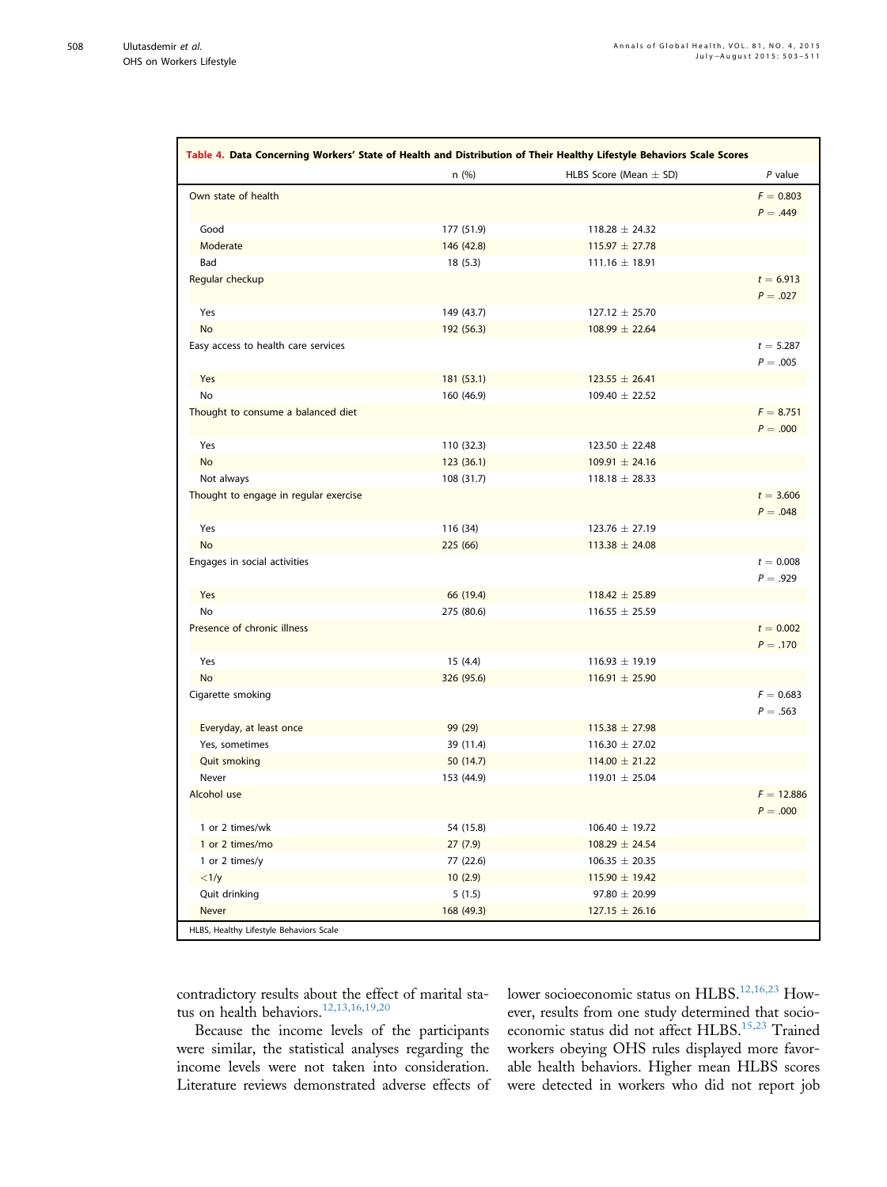**Table 4. Data Concerning Workers' State of Health and Distribution of Their Healthy Lifestyle Behaviors Scale Scores**

| | n (%) | HLBS Score (Mean ± SD) | *P* value |
|---|---|---|---|
| Own state of health | | | $F = 0.803$ $P = .449$ |
| Good | 177 (51.9) | 118.28 ± 24.32 | |
| Moderate | 146 (42.8) | 115.97 ± 27.78 | |
| Bad | 18 (5.3) | 111.16 ± 18.91 | |
| Regular checkup | | | $t = 6.913$ $P = .027$ |
| Yes | 149 (43.7) | 127.12 ± 25.70 | |
| No | 192 (56.3) | 108.99 ± 22.64 | |
| Easy access to health care services | | | $t = 5.287$ $P = .005$ |
| Yes | 181 (53.1) | 123.55 ± 26.41 | |
| No | 160 (46.9) | 109.40 ± 22.52 | |
| Thought to consume a balanced diet | | | $F = 8.751$ $P = .000$ |
| Yes | 110 (32.3) | 123.50 ± 22.48 | |
| No | 123 (36.1) | 109.91 ± 24.16 | |
| Not always | 108 (31.7) | 118.18 ± 28.33 | |
| Thought to engage in regular exercise | | | $t = 3.606$ $P = .048$ |
| Yes | 116 (34) | 123.76 ± 27.19 | |
| No | 225 (66) | 113.38 ± 24.08 | |
| Engages in social activities | | | $t = 0.008$ $P = .929$ |
| Yes | 66 (19.4) | 118.42 ± 25.89 | |
| No | 275 (80.6) | 116.55 ± 25.59 | |
| Presence of chronic illness | | | $t = 0.002$ $P = .170$ |
| Yes | 15 (4.4) | 116.93 ± 19.19 | |
| No | 326 (95.6) | 116.91 ± 25.90 | |
| Cigarette smoking | | | $F = 0.683$ $P = .563$ |
| Everyday, at least once | 99 (29) | 115.38 ± 27.98 | |
| Yes, sometimes | 39 (11.4) | 116.30 ± 27.02 | |
| Quit smoking | 50 (14.7) | 114.00 ± 21.22 | |
| Never | 153 (44.9) | 119.01 ± 25.04 | |
| Alcohol use | | | $F = 12.886$ $P = .000$ |
| 1 or 2 times/wk | 54 (15.8) | 106.40 ± 19.72 | |
| 1 or 2 times/mo | 27 (7.9) | 108.29 ± 24.54 | |
| 1 or 2 times/y | 77 (22.6) | 106.35 ± 20.35 | |
| <1/y | 10 (2.9) | 115.90 ± 19.42 | |
| Quit drinking | 5 (1.5) | 97.80 ± 20.99 | |
| Never | 168 (49.3) | 127.15 ± 26.16 | |

HLBS, Healthy Lifestyle Behaviors Scale

contradictory results about the effect of marital status on health behaviors.[12,13,16,19,20]

Because the income levels of the participants were similar, the statistical analyses regarding the income levels were not taken into consideration. Literature reviews demonstrated adverse effects of lower socioeconomic status on HLBS.[12,16,23] However, results from one study determined that socioeconomic status did not affect HLBS.[15,23] Trained workers obeying OHS rules displayed more favorable health behaviors. Higher mean HLBS scores were detected in workers who did not report job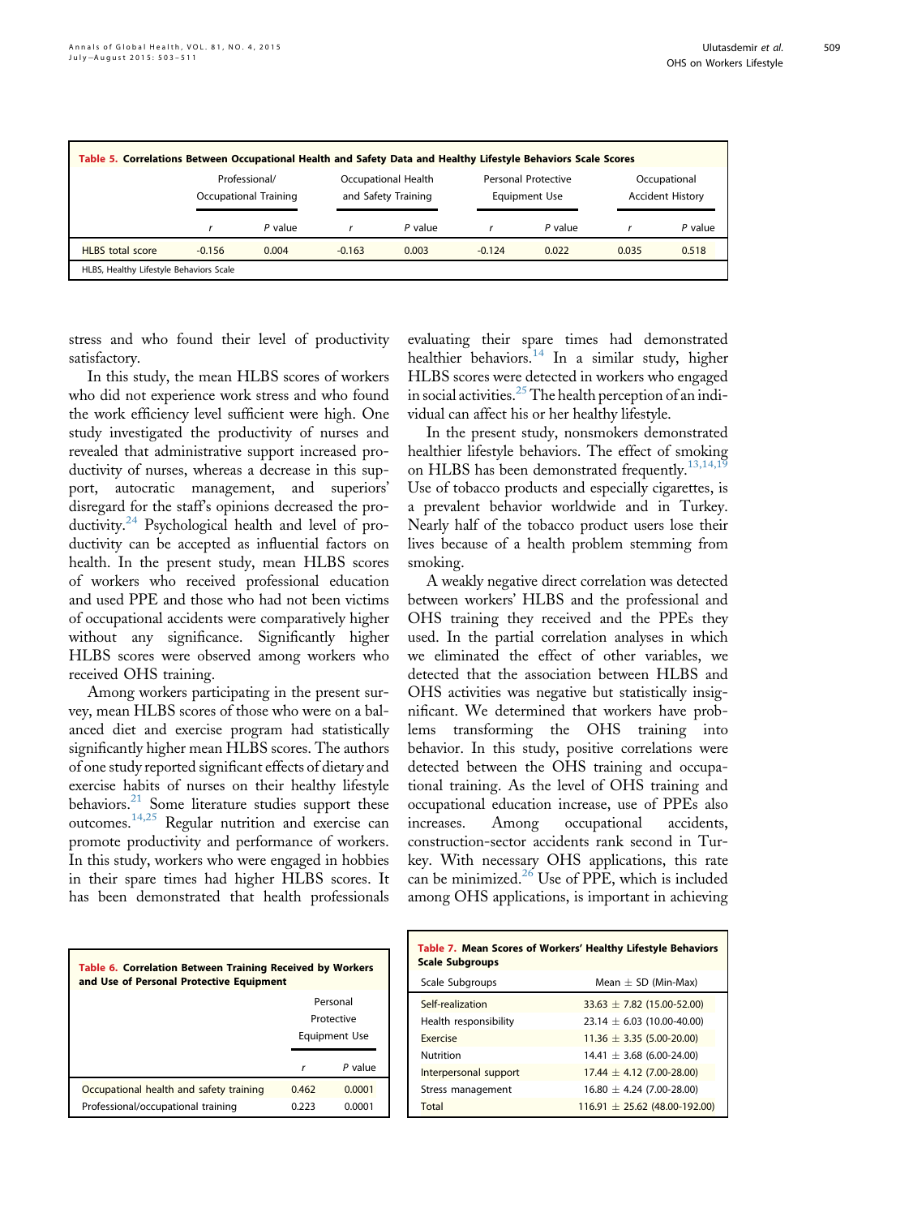**Table 5. Correlations Between Occupational Health and Safety Data and Healthy Lifestyle Behaviors Scale Scores**

| | Professional/ Occupational Training | | Occupational Health and Safety Training | | Personal Protective Equipment Use | | Occupational Accident History | |
|---|---|---|---|---|---|---|---|---|
| | *r* | *P* value | *r* | *P* value | *r* | *P* value | *r* | *P* value |
| HLBS total score | -0.156 | 0.004 | -0.163 | 0.003 | -0.124 | 0.022 | 0.035 | 0.518 |

HLBS, Healthy Lifestyle Behaviors Scale

stress and who found their level of productivity satisfactory.

In this study, the mean HLBS scores of workers who did not experience work stress and who found the work efficiency level sufficient were high. One study investigated the productivity of nurses and revealed that administrative support increased productivity of nurses, whereas a decrease in this support, autocratic management, and superiors' disregard for the staff's opinions decreased the productivity.[24] Psychological health and level of productivity can be accepted as influential factors on health. In the present study, mean HLBS scores of workers who received professional education and used PPE and those who had not been victims of occupational accidents were comparatively higher without any significance. Significantly higher HLBS scores were observed among workers who received OHS training.

Among workers participating in the present survey, mean HLBS scores of those who were on a balanced diet and exercise program had statistically significantly higher mean HLBS scores. The authors of one study reported significant effects of dietary and exercise habits of nurses on their healthy lifestyle behaviors.[21] Some literature studies support these outcomes.[14,25] Regular nutrition and exercise can promote productivity and performance of workers. In this study, workers who were engaged in hobbies in their spare times had higher HLBS scores. It has been demonstrated that health professionals evaluating their spare times had demonstrated healthier behaviors.[14] In a similar study, higher HLBS scores were detected in workers who engaged in social activities.[25] The health perception of an individual can affect his or her healthy lifestyle.

In the present study, nonsmokers demonstrated healthier lifestyle behaviors. The effect of smoking on HLBS has been demonstrated frequently.[13,14,19] Use of tobacco products and especially cigarettes, is a prevalent behavior worldwide and in Turkey. Nearly half of the tobacco product users lose their lives because of a health problem stemming from smoking.

A weakly negative direct correlation was detected between workers' HLBS and the professional and OHS training they received and the PPEs they used. In the partial correlation analyses in which we eliminated the effect of other variables, we detected that the association between HLBS and OHS activities was negative but statistically insignificant. We determined that workers have problems transforming the OHS training into behavior. In this study, positive correlations were detected between the OHS training and occupational training. As the level of OHS training and occupational education increase, use of PPEs also increases. Among occupational accidents, construction-sector accidents rank second in Turkey. With necessary OHS applications, this rate can be minimized.[26] Use of PPE, which is included among OHS applications, is important in achieving

**Table 6. Correlation Between Training Received by Workers and Use of Personal Protective Equipment**

| | Personal Protective Equipment Use | |
|---|---|---|
| | *r* | *P* value |
| Occupational health and safety training | 0.462 | 0.0001 |
| Professional/occupational training | 0.223 | 0.0001 |

**Table 7. Mean Scores of Workers' Healthy Lifestyle Behaviors Scale Subgroups**

| Scale Subgroups | Mean ± SD (Min-Max) |
|---|---|
| Self-realization | 33.63 ± 7.82 (15.00-52.00) |
| Health responsibility | 23.14 ± 6.03 (10.00-40.00) |
| Exercise | 11.36 ± 3.35 (5.00-20.00) |
| Nutrition | 14.41 ± 3.68 (6.00-24.00) |
| Interpersonal support | 17.44 ± 4.12 (7.00-28.00) |
| Stress management | 16.80 ± 4.24 (7.00-28.00) |
| Total | 116.91 ± 25.62 (48.00-192.00) |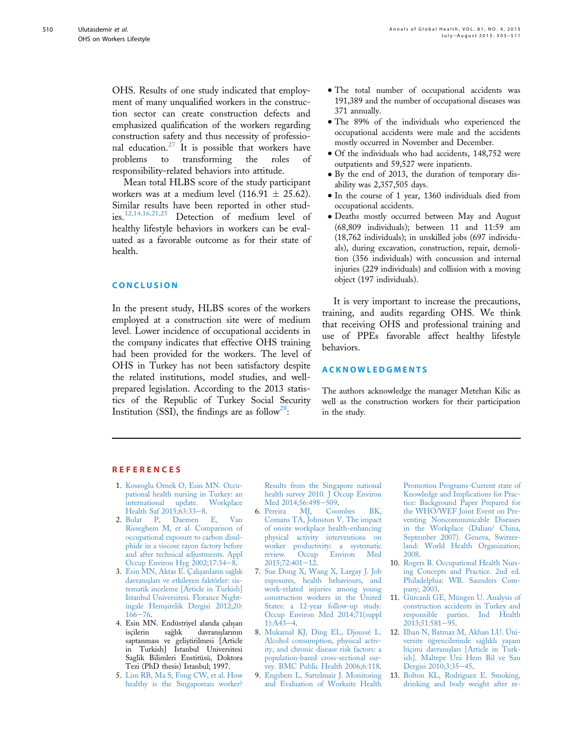OHS. Results of one study indicated that employment of many unqualified workers in the construction sector can create construction defects and emphasized qualification of the workers regarding construction safety and thus necessity of professional education.[27] It is possible that workers have problems to transforming the roles of responsibility-related behaviors into attitude.

Mean total HLBS score of the study participant workers was at a medium level (116.91 ± 25.62). Similar results have been reported in other studies.[12,14,16,21,25] Detection of medium level of healthy lifestyle behaviors in workers can be evaluated as a favorable outcome as for their state of health.

## CONCLUSION

In the present study, HLBS scores of the workers employed at a construction site were of medium level. Lower incidence of occupational accidents in the company indicates that effective OHS training had been provided for the workers. The level of OHS in Turkey has not been satisfactory despite the related institutions, model studies, and well-prepared legislation. According to the 2013 statistics of the Republic of Turkey Social Security Institution (SSI), the findings are as follow[28]:

- The total number of occupational accidents was 191,389 and the number of occupational diseases was 371 annually.
- The 89% of the individuals who experienced the occupational accidents were male and the accidents mostly occurred in November and December.
- Of the individuals who had accidents, 148,752 were outpatients and 59,527 were inpatients.
- By the end of 2013, the duration of temporary disability was 2,357,505 days.
- In the course of 1 year, 1360 individuals died from occupational accidents.
- Deaths mostly occurred between May and August (68,809 individuals); between 11 and 11:59 am (18,762 individuals); in unskilled jobs (697 individuals), during excavation, construction, repair, demolition (356 individuals) with concussion and internal injuries (229 individuals) and collision with a moving object (197 individuals).

It is very important to increase the precautions, training, and audits regarding OHS. We think that receiving OHS and professional training and use of PPEs favorable affect healthy lifestyle behaviors.

## ACKNOWLEDGMENTS

The authors acknowledge the manager Metehan Kilic as well as the construction workers for their participation in the study.

## REFERENCES

1. Koseoglu Ornek O, Esin MN. Occupational health nursing in Turkey: an international update. Workplace Health Saf 2015;63:33–8.
2. Bulat P, Daemen E, Van Risseghem M, et al. Comparison of occupational exposure to carbon disulphide in a viscose rayon factory before and after technical adjustments. Appl Occup Environ Hyg 2002;17:34–8.
3. Esin MN, Aktas E. Çalışanların sağlık davranışları ve etkileyen faktörler: sistematik inceleme [Article in Turkish] Istanbul Universitesi. Florance Nightingale Hemşirelik Dergisi 2012;20:166–76.
4. Esin MN. Endüstriyel alanda çalışan işçilerin sağlık davranışlarının saptanması ve geliştirilmesi [Article in Turkish] Istanbul Universitesi Saglik Bilimleri Enstitüsü, Doktora Tezi (PhD thesis) Istanbul; 1997.
5. Lim RB, Ma S, Fong CW, et al. How healthy is the Singaporean worker? Results from the Singapore national health survey 2010. J Occup Environ Med 2014;56:498–509.
6. Pereira MJ, Coombes BK, Comans TA, Johnston V. The impact of onsite workplace health-enhancing physical activity interventions on worker productivity: a systematic review. Occup Environ Med 2015;72:401–12.
7. Sue Dong X, Wang X, Largay J. Job exposures, health behaviours, and work-related injuries among young construction workers in the United States: a 12-year follow-up study. Occup Environ Med 2014;71(suppl 1):A43–4.
8. Mukamal KJ, Ding EL, Djoussé L. Alcohol consumption, physical activity, and chronic disease risk factors: a population-based cross-sectional survey. BMC Public Health 2006;6:118.
9. Engsbers L, Sattelmair J. Monitoring and Evaluation of Worksite Health Promotion Programs-Current state of Knowledge and Implications for Practice: Background Paper Prepared for the WHO/WEF Joint Event on Preventing Noncommunicable Diseases in the Workplace (Dalian/ China, September 2007). Geneva, Switzerland: World Health Organization; 2008.
10. Rogers B. Occupational Health Nursing Concepts and Practice. 2nd ed. Philadelphia: WB. Saunders Company; 2003.
11. Gürcanli GE, Müngen U. Analysis of construction accidents in Turkey and responsible parties. Ind Health 2013;51:581–95.
12. Ilhan N, Batmaz M, Akhan LU. Üniversite öğrencilerinde sağlıklı yaşam biçimi davranışları [Article in Turkish]. Maltepe Uni Hem Bil ve San Dergisi 2010;3:35–45.
13. Bolton KL, Rodriguez E. Smoking, drinking and body weight after re-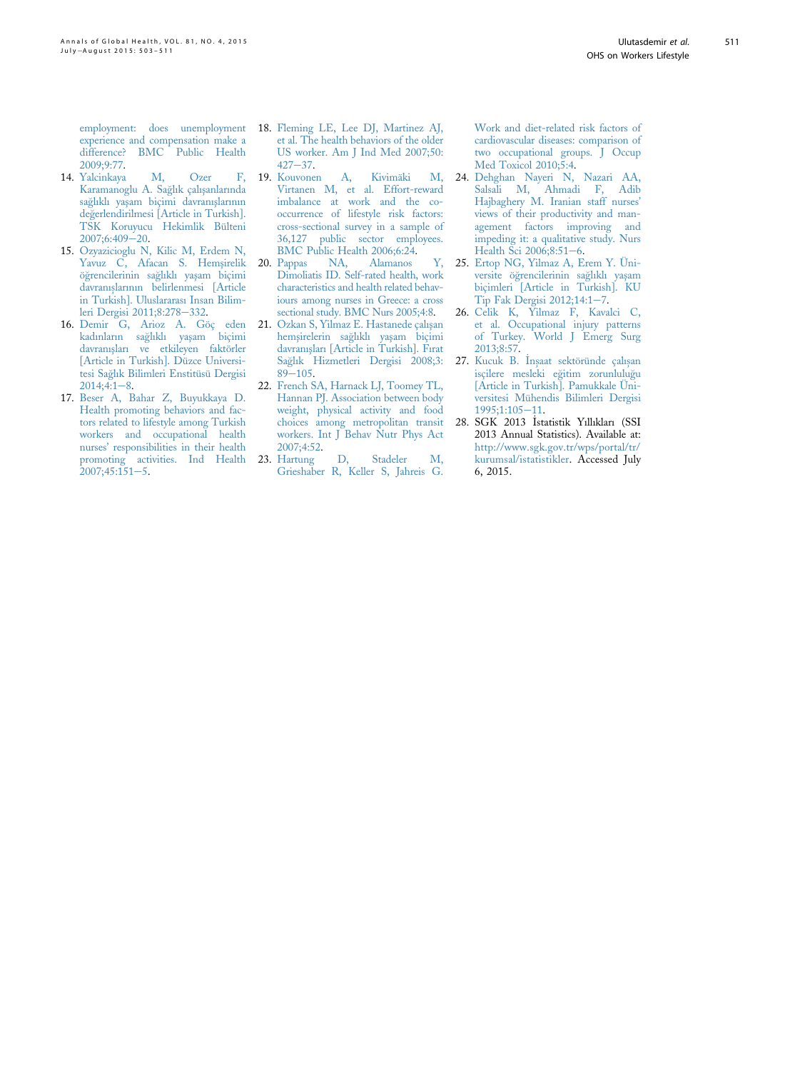employment: does unemployment experience and compensation make a difference? BMC Public Health 2009;9:77.

14. Yalcinkaya M, Ozer F, Karamanoglu A. Sağlık çalışanlarında sağlıklı yaşam biçimi davranışlarının değerlendirilmesi [Article in Turkish]. TSK Koruyucu Hekimlik Bülteni 2007;6:409–20.
15. Ozyazicioglu N, Kilic M, Erdem N, Yavuz C, Afacan S. Hemşirelik öğrencilerinin sağlıklı yaşam biçimi davranışlarının belirlenmesi [Article in Turkish]. Uluslararası Insan Bilimleri Dergisi 2011;8:278–332.
16. Demir G, Arioz A. Göç eden kadınların sağlıklı yaşam biçimi davranışları ve etkileyen faktörler [Article in Turkish]. Düzce Universitesi Sağlık Bilimleri Enstitüsü Dergisi 2014;4:1–8.
17. Beser A, Bahar Z, Buyukkaya D. Health promoting behaviors and factors related to lifestyle among Turkish workers and occupational health nurses' responsibilities in their health promoting activities. Ind Health 2007;45:151–5.
18. Fleming LE, Lee DJ, Martinez AJ, et al. The health behaviors of the older US worker. Am J Ind Med 2007;50: 427–37.
19. Kouvonen A, Kivimäki M, Virtanen M, et al. Effort-reward imbalance at work and the co-occurrence of lifestyle risk factors: cross-sectional survey in a sample of 36,127 public sector employees. BMC Public Health 2006;6:24.
20. Pappas NA, Alamanos Y, Dimoliatis ID. Self-rated health, work characteristics and health related behaviours among nurses in Greece: a cross sectional study. BMC Nurs 2005;4:8.
21. Ozkan S, Yilmaz E. Hastanede çalışan hemşirelerin sağlıklı yaşam biçimi davranışları [Article in Turkish]. Fırat Sağlık Hizmetleri Dergisi 2008;3: 89–105.
22. French SA, Harnack LJ, Toomey TL, Hannan PJ. Association between body weight, physical activity and food choices among metropolitan transit workers. Int J Behav Nutr Phys Act 2007;4:52.
23. Hartung D, Stadeler M, Grieshaber R, Keller S, Jahreis G. Work and diet-related risk factors of cardiovascular diseases: comparison of two occupational groups. J Occup Med Toxicol 2010;5:4.
24. Dehghan Nayeri N, Nazari AA, Salsali M, Ahmadi F, Adib Hajbaghery M. Iranian staff nurses' views of their productivity and management factors improving and impeding it: a qualitative study. Nurs Health Sci 2006;8:51–6.
25. Ertop NG, Yilmaz A, Erem Y. Üniversite öğrencilerinin sağlıklı yaşam biçimleri [Article in Turkish]. KU Tip Fak Dergisi 2012;14:1–7.
26. Celik K, Yilmaz F, Kavalci C, et al. Occupational injury patterns of Turkey. World J Emerg Surg 2013;8:57.
27. Kucuk B. İnşaat sektöründe çalışan işçilere mesleki eğitim zorunluluğu [Article in Turkish]. Pamukkale Üniversitesi Mühendis Bilimleri Dergisi 1995;1:105–11.
28. SGK 2013 İstatistik Yıllıkları (SSI 2013 Annual Statistics). Available at: http://www.sgk.gov.tr/wps/portal/tr/kurumsal/istatistikler. Accessed July 6, 2015.